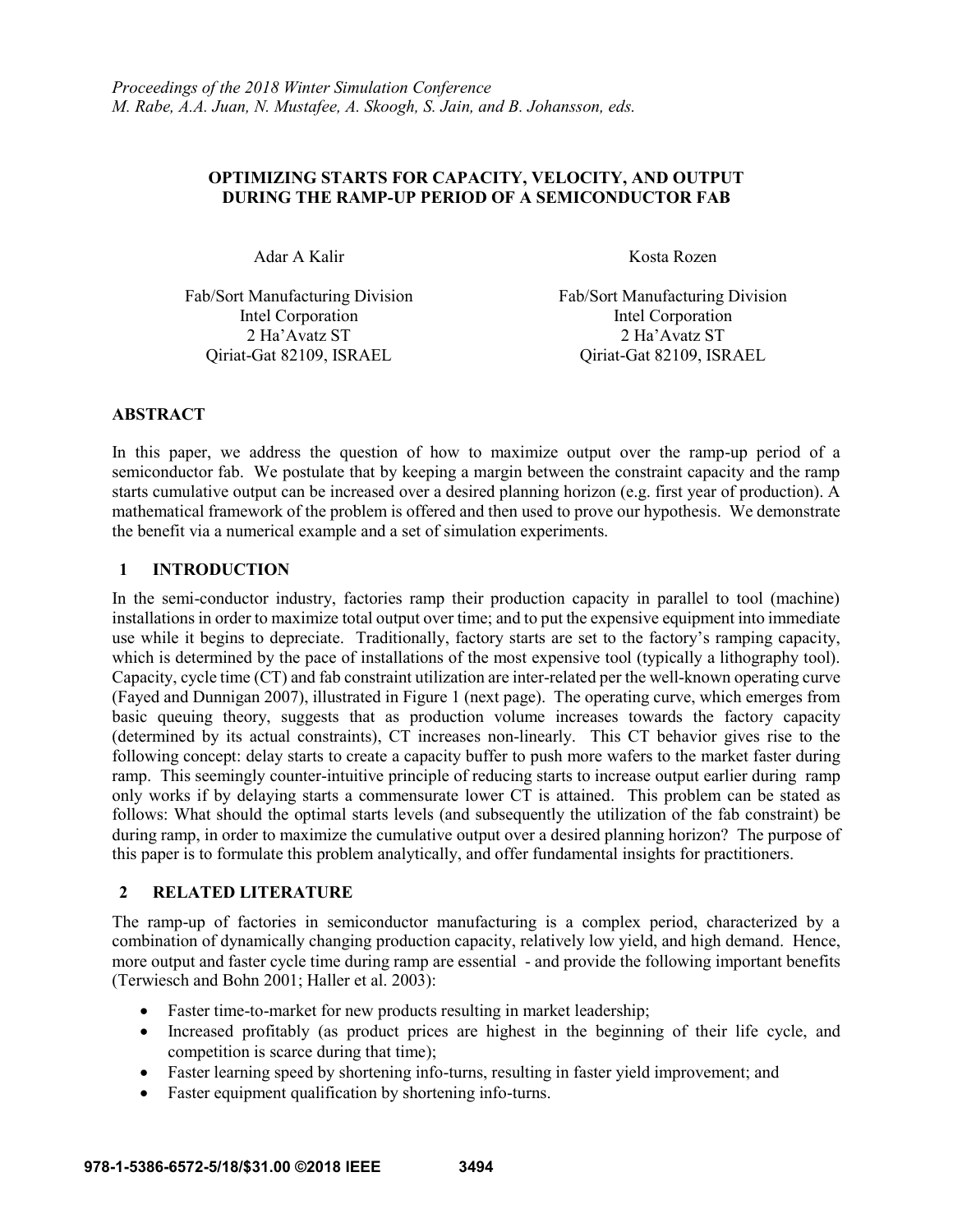*Proceedings of the 2018 Winter Simulation Conference*
*M. Rabe, A.A. Juan, N. Mustafee, A. Skoogh, S. Jain, and B. Johansson, eds.*

# OPTIMIZING STARTS FOR CAPACITY, VELOCITY, AND OUTPUT DURING THE RAMP-UP PERIOD OF A SEMICONDUCTOR FAB

Adar A Kalir
Fab/Sort Manufacturing Division
Intel Corporation
2 Ha'Avatz ST
Qiriat-Gat 82109, ISRAEL

Kosta Rozen
Fab/Sort Manufacturing Division
Intel Corporation
2 Ha'Avatz ST
Qiriat-Gat 82109, ISRAEL

## ABSTRACT

In this paper, we address the question of how to maximize output over the ramp-up period of a semiconductor fab. We postulate that by keeping a margin between the constraint capacity and the ramp starts cumulative output can be increased over a desired planning horizon (e.g. first year of production). A mathematical framework of the problem is offered and then used to prove our hypothesis. We demonstrate the benefit via a numerical example and a set of simulation experiments.

## 1 INTRODUCTION

In the semi-conductor industry, factories ramp their production capacity in parallel to tool (machine) installations in order to maximize total output over time; and to put the expensive equipment into immediate use while it begins to depreciate. Traditionally, factory starts are set to the factory's ramping capacity, which is determined by the pace of installations of the most expensive tool (typically a lithography tool). Capacity, cycle time (CT) and fab constraint utilization are inter-related per the well-known operating curve (Fayed and Dunnigan 2007), illustrated in Figure 1 (next page). The operating curve, which emerges from basic queuing theory, suggests that as production volume increases towards the factory capacity (determined by its actual constraints), CT increases non-linearly. This CT behavior gives rise to the following concept: delay starts to create a capacity buffer to push more wafers to the market faster during ramp. This seemingly counter-intuitive principle of reducing starts to increase output earlier during ramp only works if by delaying starts a commensurate lower CT is attained. This problem can be stated as follows: What should the optimal starts levels (and subsequently the utilization of the fab constraint) be during ramp, in order to maximize the cumulative output over a desired planning horizon? The purpose of this paper is to formulate this problem analytically, and offer fundamental insights for practitioners.

## 2 RELATED LITERATURE

The ramp-up of factories in semiconductor manufacturing is a complex period, characterized by a combination of dynamically changing production capacity, relatively low yield, and high demand. Hence, more output and faster cycle time during ramp are essential - and provide the following important benefits (Terwiesch and Bohn 2001; Haller et al. 2003):

- Faster time-to-market for new products resulting in market leadership;
- Increased profitably (as product prices are highest in the beginning of their life cycle, and competition is scarce during that time);
- Faster learning speed by shortening info-turns, resulting in faster yield improvement; and
- Faster equipment qualification by shortening info-turns.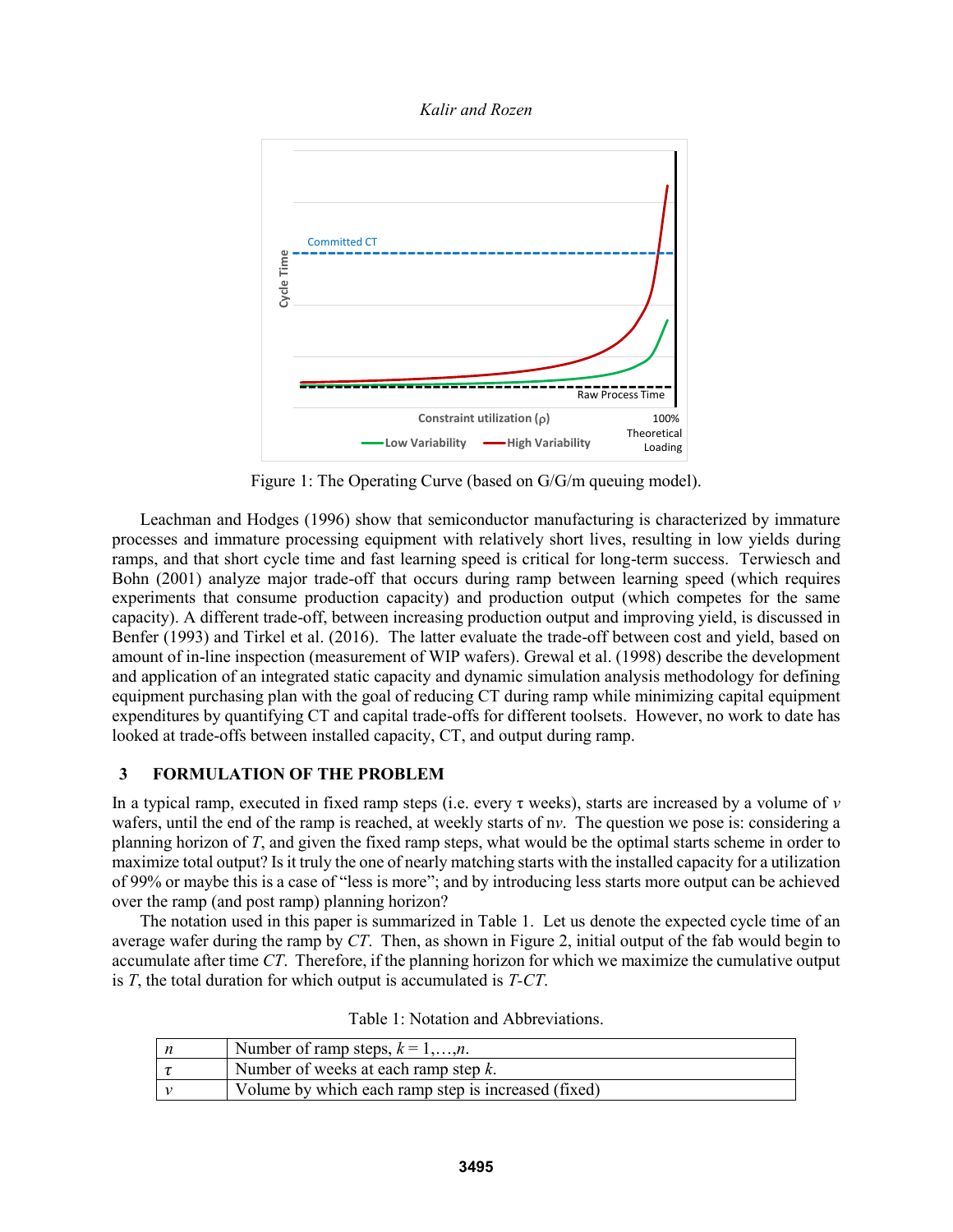Figure 1: The Operating Curve (based on G/G/m queuing model).

Leachman and Hodges (1996) show that semiconductor manufacturing is characterized by immature processes and immature processing equipment with relatively short lives, resulting in low yields during ramps, and that short cycle time and fast learning speed is critical for long-term success. Terwiesch and Bohn (2001) analyze major trade-off that occurs during ramp between learning speed (which requires experiments that consume production capacity) and production output (which competes for the same capacity). A different trade-off, between increasing production output and improving yield, is discussed in Benfer (1993) and Tirkel et al. (2016). The latter evaluate the trade-off between cost and yield, based on amount of in-line inspection (measurement of WIP wafers). Grewal et al. (1998) describe the development and application of an integrated static capacity and dynamic simulation analysis methodology for defining equipment purchasing plan with the goal of reducing CT during ramp while minimizing capital equipment expenditures by quantifying CT and capital trade-offs for different toolsets. However, no work to date has looked at trade-offs between installed capacity, CT, and output during ramp.

## 3 FORMULATION OF THE PROBLEM

In a typical ramp, executed in fixed ramp steps (i.e. every $\tau$ weeks), starts are increased by a volume of $v$ wafers, until the end of the ramp is reached, at weekly starts of $nv$. The question we pose is: considering a planning horizon of $T$, and given the fixed ramp steps, what would be the optimal starts scheme in order to maximize total output? Is it truly the one of nearly matching starts with the installed capacity for a utilization of 99% or maybe this is a case of "less is more"; and by introducing less starts more output can be achieved over the ramp (and post ramp) planning horizon?

The notation used in this paper is summarized in Table 1. Let us denote the expected cycle time of an average wafer during the ramp by $CT$. Then, as shown in Figure 2, initial output of the fab would begin to accumulate after time $CT$. Therefore, if the planning horizon for which we maximize the cumulative output is $T$, the total duration for which output is accumulated is $T$-$CT$.

Table 1: Notation and Abbreviations.

| | |
|---|---|
| $n$ | Number of ramp steps, $k = 1,\ldots,n$. |
| $\tau$ | Number of weeks at each ramp step $k$. |
| $v$ | Volume by which each ramp step is increased (fixed) |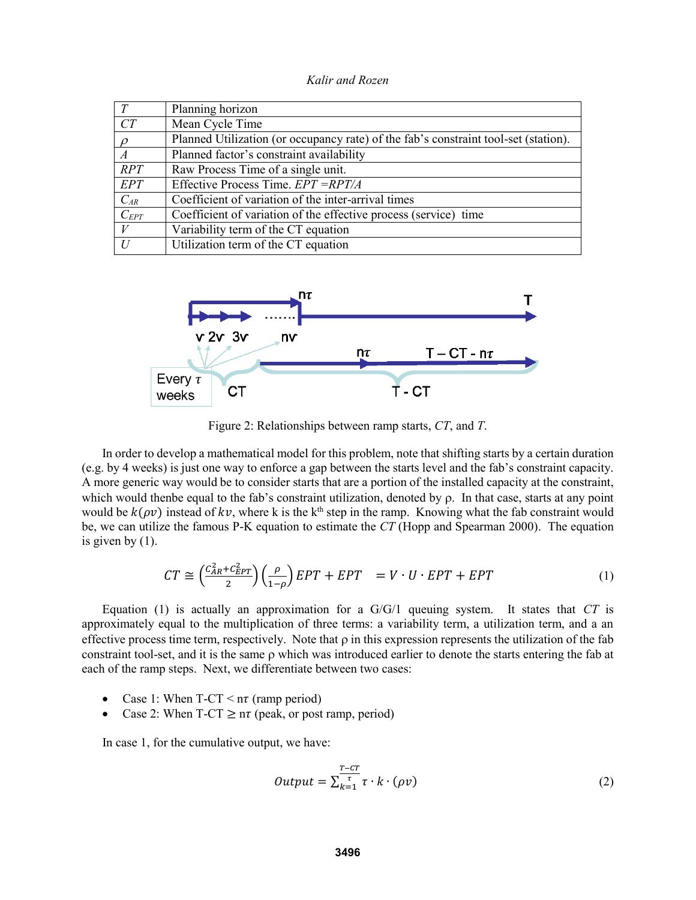| | |
|---|---|
| $T$ | Planning horizon |
| $CT$ | Mean Cycle Time |
| $\rho$ | Planned Utilization (or occupancy rate) of the fab's constraint tool-set (station). |
| $A$ | Planned factor's constraint availability |
| $RPT$ | Raw Process Time of a single unit. |
| $EPT$ | Effective Process Time. $EPT = RPT/A$ |
| $C_{AR}$ | Coefficient of variation of the inter-arrival times |
| $C_{EPT}$ | Coefficient of variation of the effective process (service) time |
| $V$ | Variability term of the CT equation |
| $U$ | Utilization term of the CT equation |

Figure 2: Relationships between ramp starts, $CT$, and $T$.

In order to develop a mathematical model for this problem, note that shifting starts by a certain duration (e.g. by 4 weeks) is just one way to enforce a gap between the starts level and the fab's constraint capacity. A more generic way would be to consider starts that are a portion of the installed capacity at the constraint, which would thenbe equal to the fab's constraint utilization, denoted by ρ. In that case, starts at any point would be $k(\rho v)$ instead of $kv$, where k is the k[th] step in the ramp. Knowing what the fab constraint would be, we can utilize the famous P-K equation to estimate the $CT$ (Hopp and Spearman 2000). The equation is given by (1).

$$CT \cong \left(\frac{C_{AR}^2 + C_{EPT}^2}{2}\right)\left(\frac{\rho}{1-\rho}\right)EPT + EPT \quad = V \cdot U \cdot EPT + EPT \tag{1}$$

Equation (1) is actually an approximation for a G/G/1 queuing system. It states that $CT$ is approximately equal to the multiplication of three terms: a variability term, a utilization term, and a an effective process time term, respectively. Note that ρ in this expression represents the utilization of the fab constraint tool-set, and it is the same ρ which was introduced earlier to denote the starts entering the fab at each of the ramp steps. Next, we differentiate between two cases:

- Case 1: When T-CT < $n\tau$ (ramp period)
- Case 2: When T-CT ≥ $n\tau$ (peak, or post ramp, period)

In case 1, for the cumulative output, we have:

$$Output = \sum_{k=1}^{\frac{T-CT}{\tau}} \tau \cdot k \cdot (\rho v) \tag{2}$$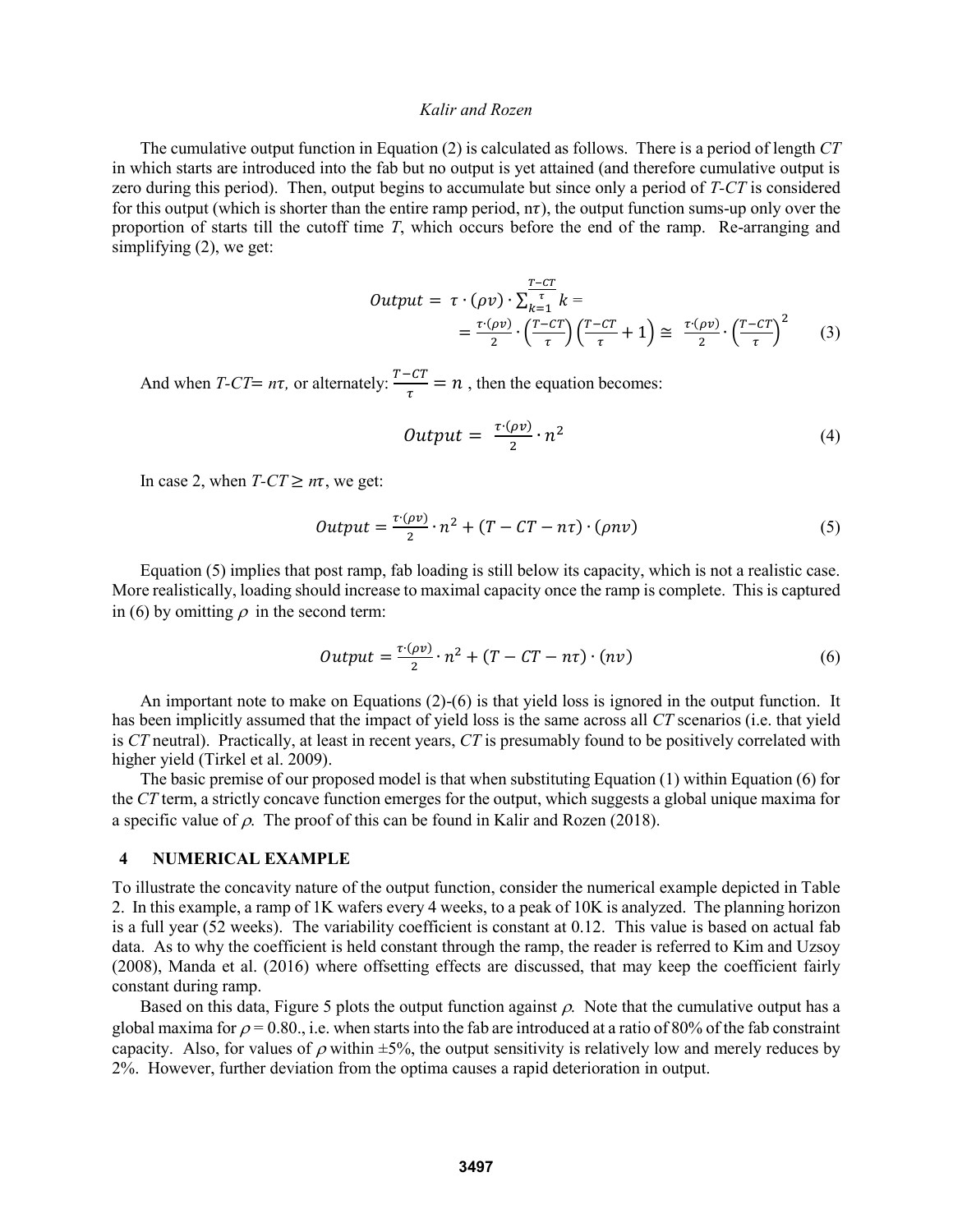The cumulative output function in Equation (2) is calculated as follows. There is a period of length *CT* in which starts are introduced into the fab but no output is yet attained (and therefore cumulative output is zero during this period). Then, output begins to accumulate but since only a period of *T-CT* is considered for this output (which is shorter than the entire ramp period, $n\tau$), the output function sums-up only over the proportion of starts till the cutoff time *T*, which occurs before the end of the ramp. Re-arranging and simplifying (2), we get:

$$Output = \tau \cdot (\rho v) \cdot \sum_{k=1}^{\frac{T-CT}{\tau}} k = \\ = \frac{\tau \cdot (\rho v)}{2} \cdot \left(\frac{T-CT}{\tau}\right)\left(\frac{T-CT}{\tau}+1\right) \cong \frac{\tau \cdot (\rho v)}{2} \cdot \left(\frac{T-CT}{\tau}\right)^2 \tag{3}$$

And when $T\text{-}CT = n\tau$, or alternately: $\frac{T-CT}{\tau} = n$ , then the equation becomes:

$$Output = \frac{\tau \cdot (\rho v)}{2} \cdot n^2 \tag{4}$$

In case 2, when $T\text{-}CT \geq n\tau$, we get:

$$Output = \frac{\tau \cdot (\rho v)}{2} \cdot n^2 + (T - CT - n\tau) \cdot (\rho n v) \tag{5}$$

Equation (5) implies that post ramp, fab loading is still below its capacity, which is not a realistic case. More realistically, loading should increase to maximal capacity once the ramp is complete. This is captured in (6) by omitting $\rho$ in the second term:

$$Output = \frac{\tau \cdot (\rho v)}{2} \cdot n^2 + (T - CT - n\tau) \cdot (n v) \tag{6}$$

An important note to make on Equations (2)-(6) is that yield loss is ignored in the output function. It has been implicitly assumed that the impact of yield loss is the same across all *CT* scenarios (i.e. that yield is *CT* neutral). Practically, at least in recent years, *CT* is presumably found to be positively correlated with higher yield (Tirkel et al. 2009).

The basic premise of our proposed model is that when substituting Equation (1) within Equation (6) for the *CT* term, a strictly concave function emerges for the output, which suggests a global unique maxima for a specific value of $\rho$. The proof of this can be found in Kalir and Rozen (2018).

## 4 NUMERICAL EXAMPLE

To illustrate the concavity nature of the output function, consider the numerical example depicted in Table 2. In this example, a ramp of 1K wafers every 4 weeks, to a peak of 10K is analyzed. The planning horizon is a full year (52 weeks). The variability coefficient is constant at 0.12. This value is based on actual fab data. As to why the coefficient is held constant through the ramp, the reader is referred to Kim and Uzsoy (2008), Manda et al. (2016) where offsetting effects are discussed, that may keep the coefficient fairly constant during ramp.

Based on this data, Figure 5 plots the output function against $\rho$. Note that the cumulative output has a global maxima for $\rho = 0.80$., i.e. when starts into the fab are introduced at a ratio of 80% of the fab constraint capacity. Also, for values of $\rho$ within ±5%, the output sensitivity is relatively low and merely reduces by 2%. However, further deviation from the optima causes a rapid deterioration in output.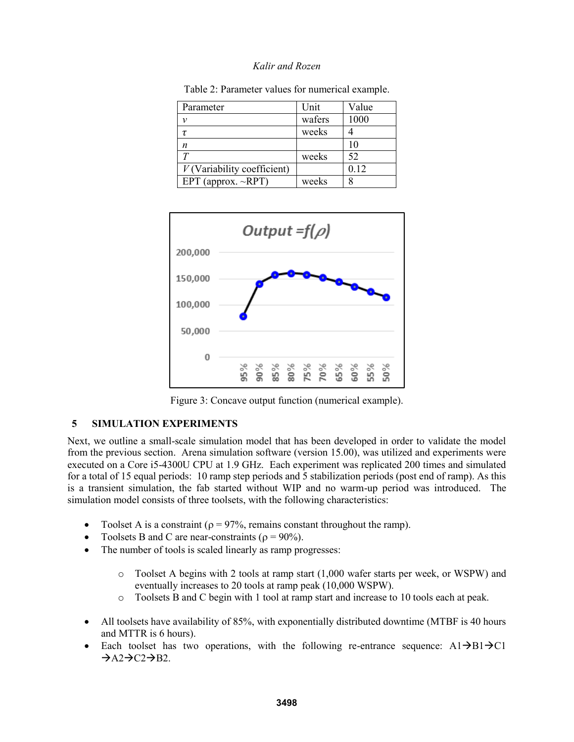Table 2: Parameter values for numerical example.

| Parameter | Unit | Value |
|---|---|---|
| $v$ | wafers | 1000 |
| $\tau$ | weeks | 4 |
| $n$ | | 10 |
| $T$ | weeks | 52 |
| $V$ (Variability coefficient) | | 0.12 |
| EPT (approx. ~RPT) | weeks | 8 |

Figure 3: Concave output function (numerical example).

## 5 SIMULATION EXPERIMENTS

Next, we outline a small-scale simulation model that has been developed in order to validate the model from the previous section. Arena simulation software (version 15.00), was utilized and experiments were executed on a Core i5-4300U CPU at 1.9 GHz. Each experiment was replicated 200 times and simulated for a total of 15 equal periods: 10 ramp step periods and 5 stabilization periods (post end of ramp). As this is a transient simulation, the fab started without WIP and no warm-up period was introduced. The simulation model consists of three toolsets, with the following characteristics:

- Toolset A is a constraint ($\rho$ = 97%, remains constant throughout the ramp).
- Toolsets B and C are near-constraints ($\rho$ = 90%).
- The number of tools is scaled linearly as ramp progresses:
  - Toolset A begins with 2 tools at ramp start (1,000 wafer starts per week, or WSPW) and eventually increases to 20 tools at ramp peak (10,000 WSPW).
  - Toolsets B and C begin with 1 tool at ramp start and increase to 10 tools each at peak.
- All toolsets have availability of 85%, with exponentially distributed downtime (MTBF is 40 hours and MTTR is 6 hours).
- Each toolset has two operations, with the following re-entrance sequence: A1→B1→C1 →A2→C2→B2.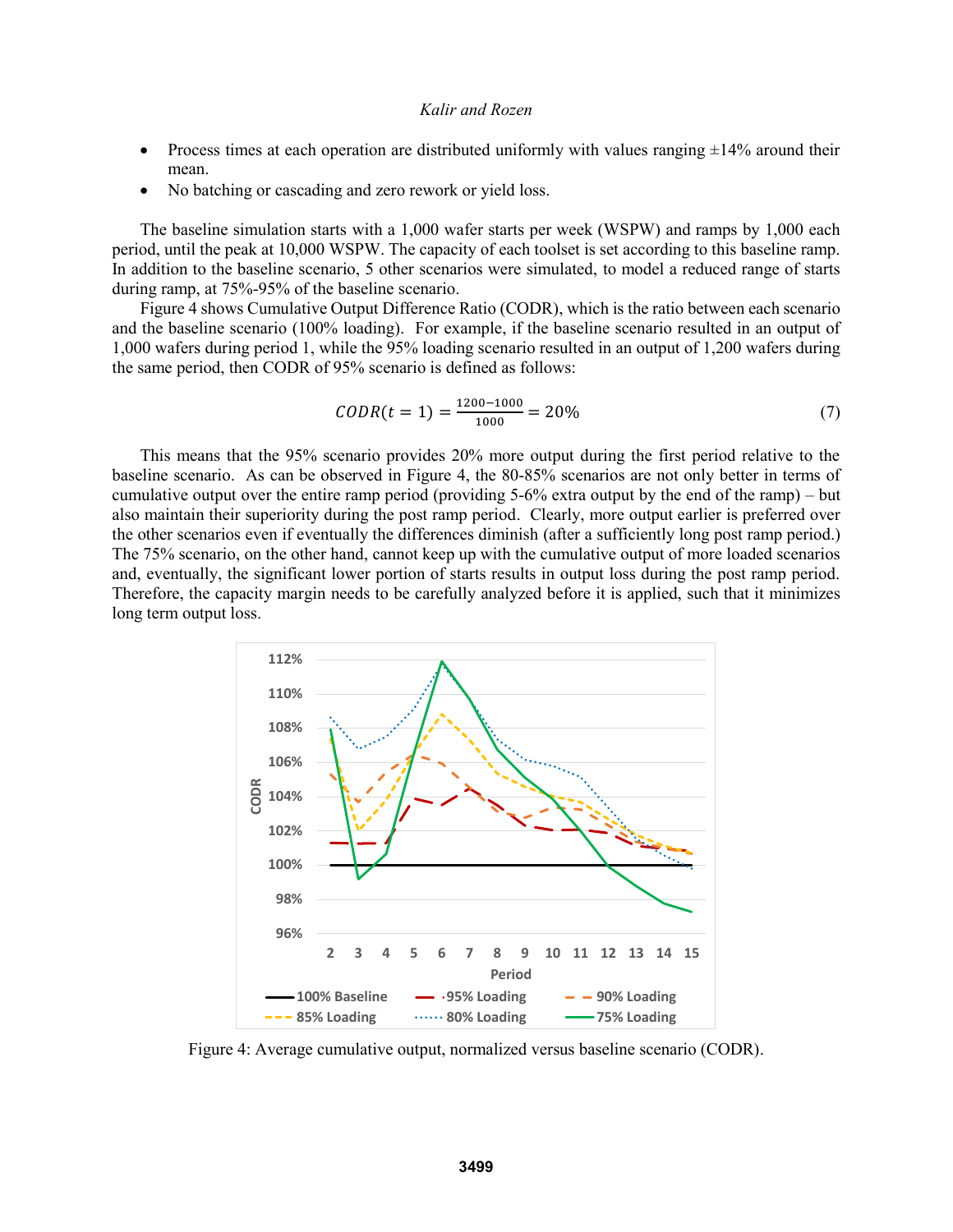- Process times at each operation are distributed uniformly with values ranging ±14% around their mean.
- No batching or cascading and zero rework or yield loss.

The baseline simulation starts with a 1,000 wafer starts per week (WSPW) and ramps by 1,000 each period, until the peak at 10,000 WSPW. The capacity of each toolset is set according to this baseline ramp. In addition to the baseline scenario, 5 other scenarios were simulated, to model a reduced range of starts during ramp, at 75%-95% of the baseline scenario.

Figure 4 shows Cumulative Output Difference Ratio (CODR), which is the ratio between each scenario and the baseline scenario (100% loading). For example, if the baseline scenario resulted in an output of 1,000 wafers during period 1, while the 95% loading scenario resulted in an output of 1,200 wafers during the same period, then CODR of 95% scenario is defined as follows:

$$CODR(t = 1) = \frac{1200 - 1000}{1000} = 20\% \tag{7}$$

This means that the 95% scenario provides 20% more output during the first period relative to the baseline scenario. As can be observed in Figure 4, the 80-85% scenarios are not only better in terms of cumulative output over the entire ramp period (providing 5-6% extra output by the end of the ramp) – but also maintain their superiority during the post ramp period. Clearly, more output earlier is preferred over the other scenarios even if eventually the differences diminish (after a sufficiently long post ramp period.) The 75% scenario, on the other hand, cannot keep up with the cumulative output of more loaded scenarios and, eventually, the significant lower portion of starts results in output loss during the post ramp period. Therefore, the capacity margin needs to be carefully analyzed before it is applied, such that it minimizes long term output loss.

Figure 4: Average cumulative output, normalized versus baseline scenario (CODR).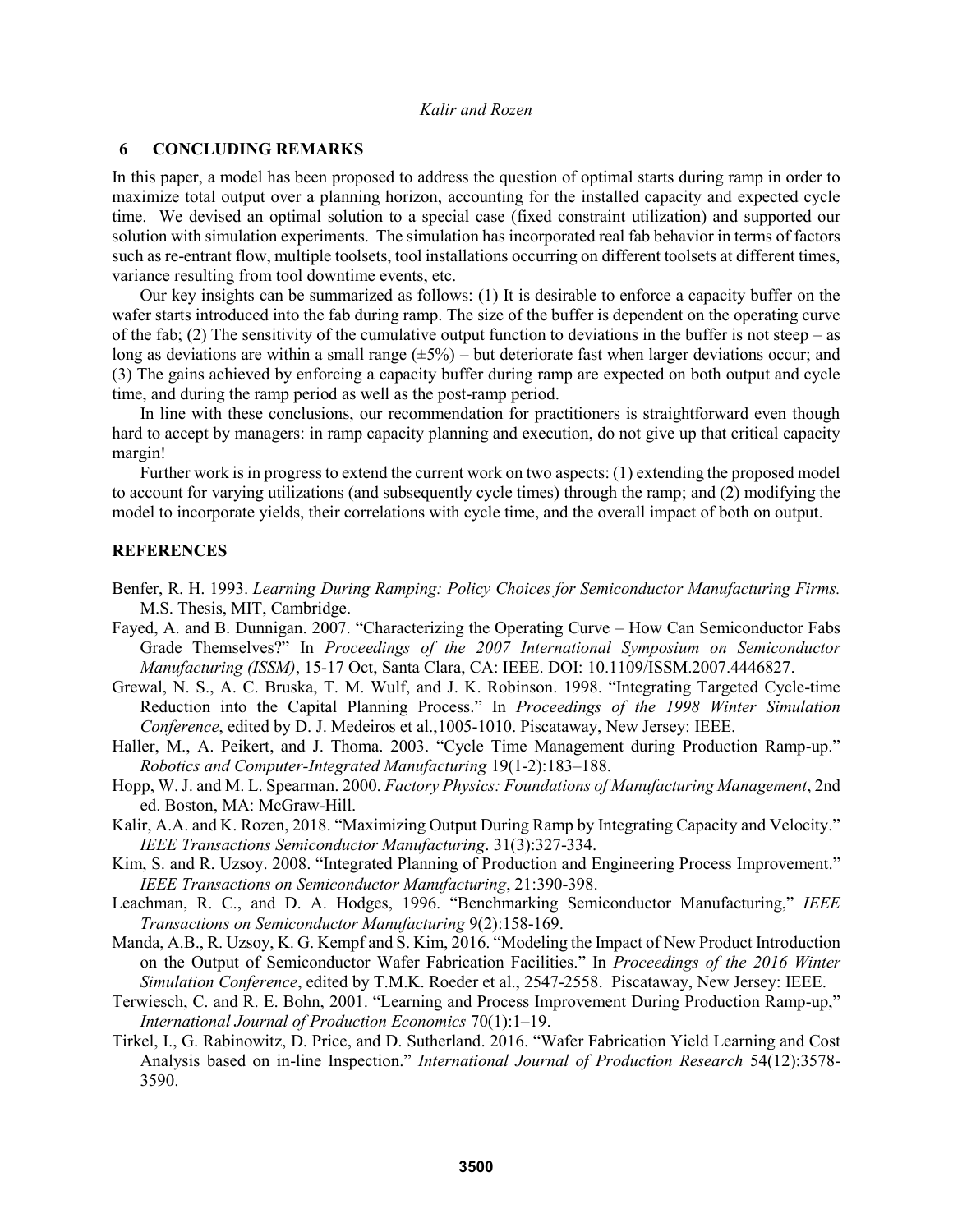## 6 CONCLUDING REMARKS

In this paper, a model has been proposed to address the question of optimal starts during ramp in order to maximize total output over a planning horizon, accounting for the installed capacity and expected cycle time. We devised an optimal solution to a special case (fixed constraint utilization) and supported our solution with simulation experiments. The simulation has incorporated real fab behavior in terms of factors such as re-entrant flow, multiple toolsets, tool installations occurring on different toolsets at different times, variance resulting from tool downtime events, etc.

Our key insights can be summarized as follows: (1) It is desirable to enforce a capacity buffer on the wafer starts introduced into the fab during ramp. The size of the buffer is dependent on the operating curve of the fab; (2) The sensitivity of the cumulative output function to deviations in the buffer is not steep – as long as deviations are within a small range (±5%) – but deteriorate fast when larger deviations occur; and (3) The gains achieved by enforcing a capacity buffer during ramp are expected on both output and cycle time, and during the ramp period as well as the post-ramp period.

In line with these conclusions, our recommendation for practitioners is straightforward even though hard to accept by managers: in ramp capacity planning and execution, do not give up that critical capacity margin!

Further work is in progress to extend the current work on two aspects: (1) extending the proposed model to account for varying utilizations (and subsequently cycle times) through the ramp; and (2) modifying the model to incorporate yields, their correlations with cycle time, and the overall impact of both on output.

## REFERENCES

Benfer, R. H. 1993. *Learning During Ramping: Policy Choices for Semiconductor Manufacturing Firms.* M.S. Thesis, MIT, Cambridge.

Fayed, A. and B. Dunnigan. 2007. "Characterizing the Operating Curve – How Can Semiconductor Fabs Grade Themselves?" In *Proceedings of the 2007 International Symposium on Semiconductor Manufacturing (ISSM)*, 15-17 Oct, Santa Clara, CA: IEEE. DOI: 10.1109/ISSM.2007.4446827.

Grewal, N. S., A. C. Bruska, T. M. Wulf, and J. K. Robinson. 1998. "Integrating Targeted Cycle-time Reduction into the Capital Planning Process." In *Proceedings of the 1998 Winter Simulation Conference*, edited by D. J. Medeiros et al.,1005-1010. Piscataway, New Jersey: IEEE.

Haller, M., A. Peikert, and J. Thoma. 2003. "Cycle Time Management during Production Ramp-up." *Robotics and Computer-Integrated Manufacturing* 19(1-2):183–188.

Hopp, W. J. and M. L. Spearman. 2000. *Factory Physics: Foundations of Manufacturing Management*, 2nd ed. Boston, MA: McGraw-Hill.

Kalir, A.A. and K. Rozen, 2018. "Maximizing Output During Ramp by Integrating Capacity and Velocity." *IEEE Transactions Semiconductor Manufacturing*. 31(3):327-334.

Kim, S. and R. Uzsoy. 2008. "Integrated Planning of Production and Engineering Process Improvement." *IEEE Transactions on Semiconductor Manufacturing*, 21:390-398.

Leachman, R. C., and D. A. Hodges, 1996. "Benchmarking Semiconductor Manufacturing," *IEEE Transactions on Semiconductor Manufacturing* 9(2):158-169.

Manda, A.B., R. Uzsoy, K. G. Kempf and S. Kim, 2016. "Modeling the Impact of New Product Introduction on the Output of Semiconductor Wafer Fabrication Facilities." In *Proceedings of the 2016 Winter Simulation Conference*, edited by T.M.K. Roeder et al., 2547-2558. Piscataway, New Jersey: IEEE.

Terwiesch, C. and R. E. Bohn, 2001. "Learning and Process Improvement During Production Ramp-up," *International Journal of Production Economics* 70(1):1–19.

Tirkel, I., G. Rabinowitz, D. Price, and D. Sutherland. 2016. "Wafer Fabrication Yield Learning and Cost Analysis based on in-line Inspection." *International Journal of Production Research* 54(12):3578-3590.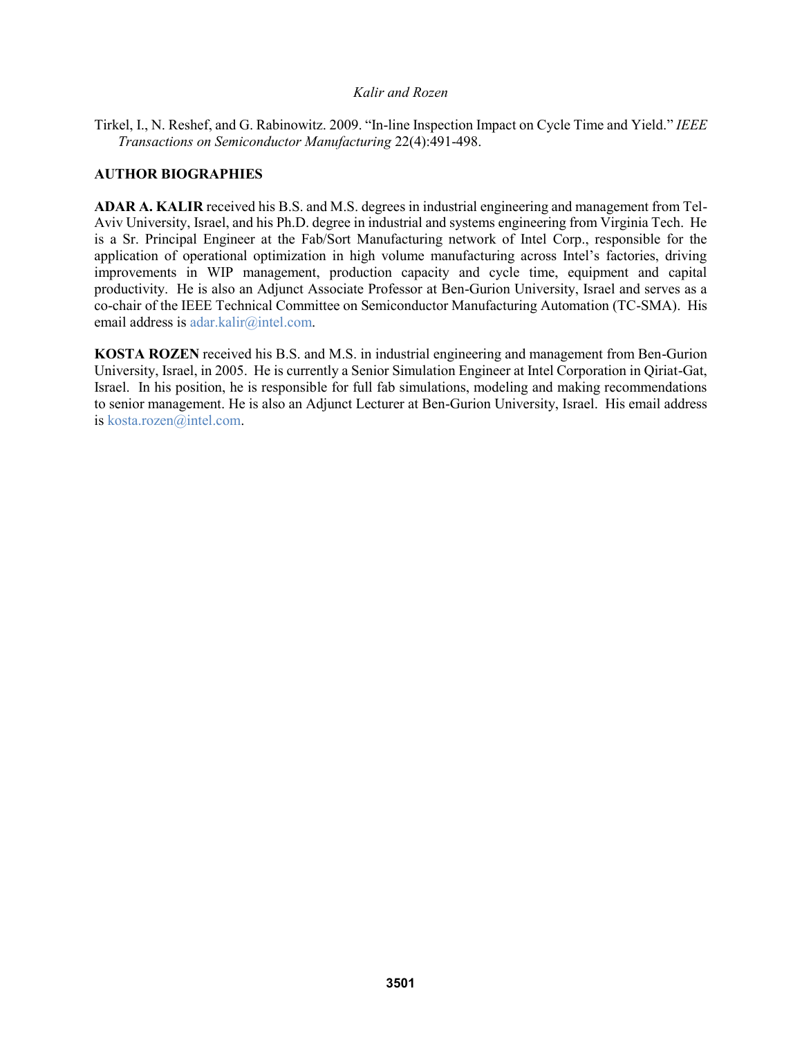Tirkel, I., N. Reshef, and G. Rabinowitz. 2009. "In-line Inspection Impact on Cycle Time and Yield." *IEEE Transactions on Semiconductor Manufacturing* 22(4):491-498.

## AUTHOR BIOGRAPHIES

**ADAR A. KALIR** received his B.S. and M.S. degrees in industrial engineering and management from Tel-Aviv University, Israel, and his Ph.D. degree in industrial and systems engineering from Virginia Tech. He is a Sr. Principal Engineer at the Fab/Sort Manufacturing network of Intel Corp., responsible for the application of operational optimization in high volume manufacturing across Intel's factories, driving improvements in WIP management, production capacity and cycle time, equipment and capital productivity. He is also an Adjunct Associate Professor at Ben-Gurion University, Israel and serves as a co-chair of the IEEE Technical Committee on Semiconductor Manufacturing Automation (TC-SMA). His email address is adar.kalir@intel.com.

**KOSTA ROZEN** received his B.S. and M.S. in industrial engineering and management from Ben-Gurion University, Israel, in 2005. He is currently a Senior Simulation Engineer at Intel Corporation in Qiriat-Gat, Israel. In his position, he is responsible for full fab simulations, modeling and making recommendations to senior management. He is also an Adjunct Lecturer at Ben-Gurion University, Israel. His email address is kosta.rozen@intel.com.